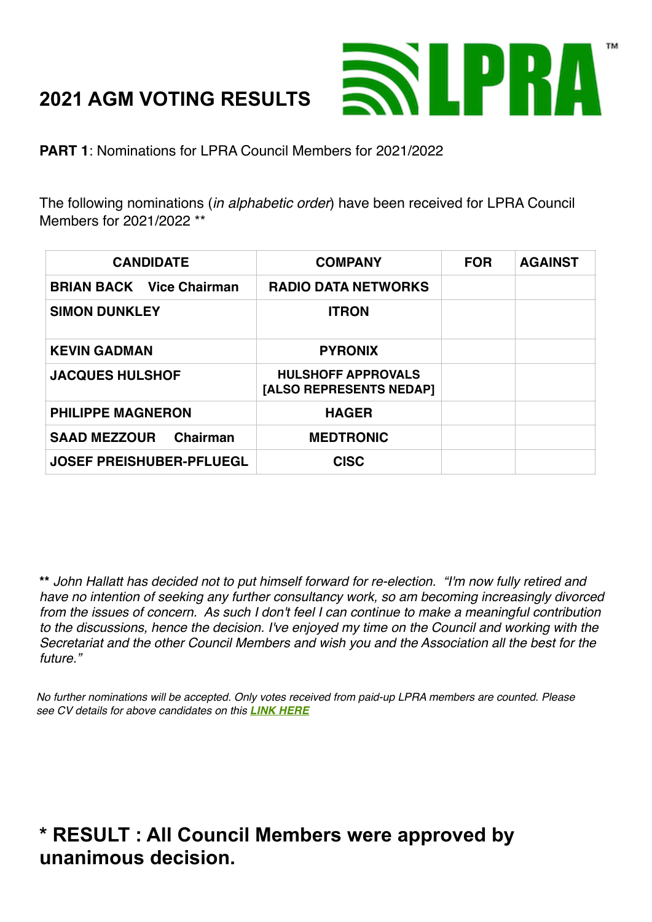# 2021 AGM VOTING RESULTS

**PART 1**: Nominations for LPRA Council Members for 2021/2022

The following nominations (*in alphabetic order*) have been received for LPRA Council Members for 2021/2022 **

| CANDIDATE | COMPANY | FOR | AGAINST |
| --- | --- | --- | --- |
| **BRIAN BACK Vice Chairman** | **RADIO DATA NETWORKS** | | |
| **SIMON DUNKLEY** | **ITRON** | | |
| **KEVIN GADMAN** | **PYRONIX** | | |
| **JACQUES HULSHOF** | **HULSHOFF APPROVALS [ALSO REPRESENTS NEDAP]** | | |
| **PHILIPPE MAGNERON** | **HAGER** | | |
| **SAAD MEZZOUR Chairman** | **MEDTRONIC** | | |
| **JOSEF PREISHUBER-PFLUEGL** | **CISC** | | |

**** *John Hallatt has decided not to put himself forward for re-election. "I'm now fully retired and have no intention of seeking any further consultancy work, so am becoming increasingly divorced from the issues of concern. As such I don't feel I can continue to make a meaningful contribution to the discussions, hence the decision. I've enjoyed my time on the Council and working with the Secretariat and the other Council Members and wish you and the Association all the best for the future."*

*No further nominations will be accepted. Only votes received from paid-up LPRA members are counted. Please see CV details for above candidates on this **LINK HERE***

## * RESULT : All Council Members were approved by unanimous decision.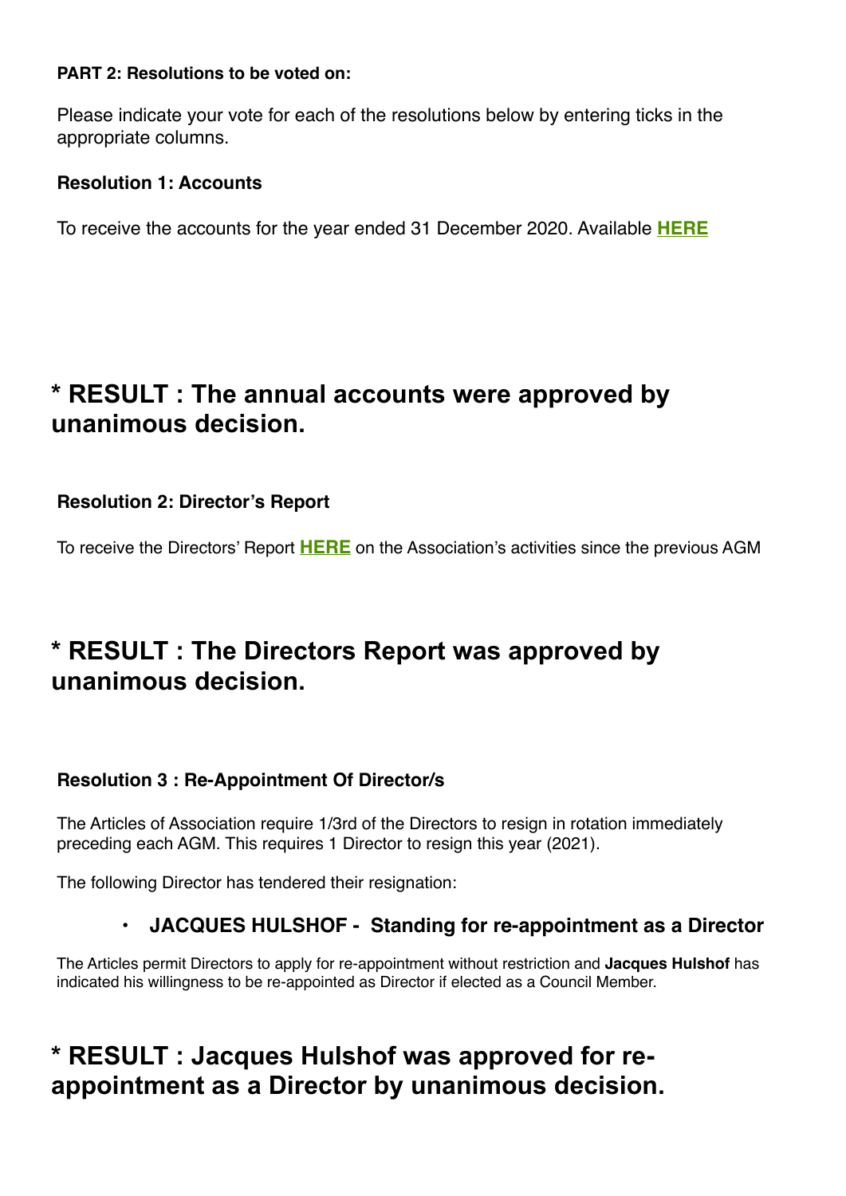**PART 2: Resolutions to be voted on:**

Please indicate your vote for each of the resolutions below by entering ticks in the appropriate columns.

**Resolution 1: Accounts**

To receive the accounts for the year ended 31 December 2020. Available **HERE**

## * RESULT : The annual accounts were approved by unanimous decision.

**Resolution 2: Director's Report**

To receive the Directors' Report **HERE** on the Association's activities since the previous AGM

## * RESULT : The Directors Report was approved by unanimous decision.

**Resolution 3 : Re-Appointment Of Director/s**

The Articles of Association require 1/3rd of the Directors to resign in rotation immediately preceding each AGM. This requires 1 Director to resign this year (2021).

The following Director has tendered their resignation:

- **JACQUES HULSHOF - Standing for re-appointment as a Director**

The Articles permit Directors to apply for re-appointment without restriction and **Jacques Hulshof** has indicated his willingness to be re-appointed as Director if elected as a Council Member.

## * RESULT : Jacques Hulshof was approved for re-appointment as a Director by unanimous decision.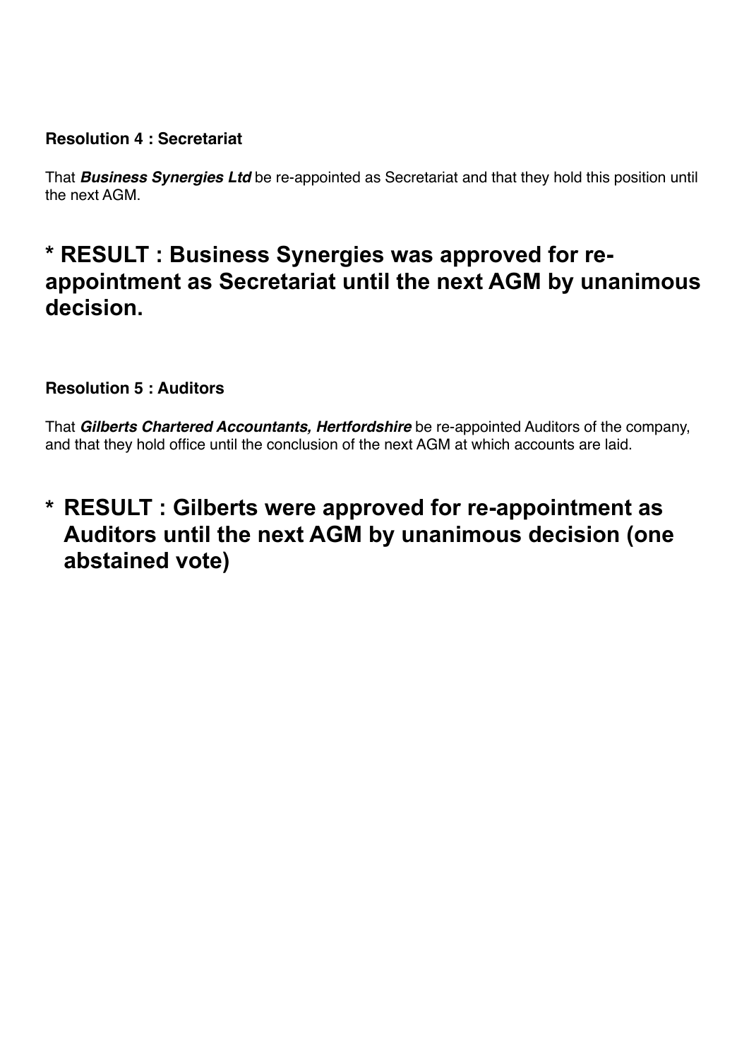**Resolution 4 : Secretariat**

That ***Business Synergies Ltd*** be re-appointed as Secretariat and that they hold this position until the next AGM.

## * RESULT : Business Synergies was approved for re-appointment as Secretariat until the next AGM by unanimous decision.

**Resolution 5 : Auditors**

That ***Gilberts Chartered Accountants, Hertfordshire*** be re-appointed Auditors of the company, and that they hold office until the conclusion of the next AGM at which accounts are laid.

## * RESULT : Gilberts were approved for re-appointment as Auditors until the next AGM by unanimous decision (one abstained vote)